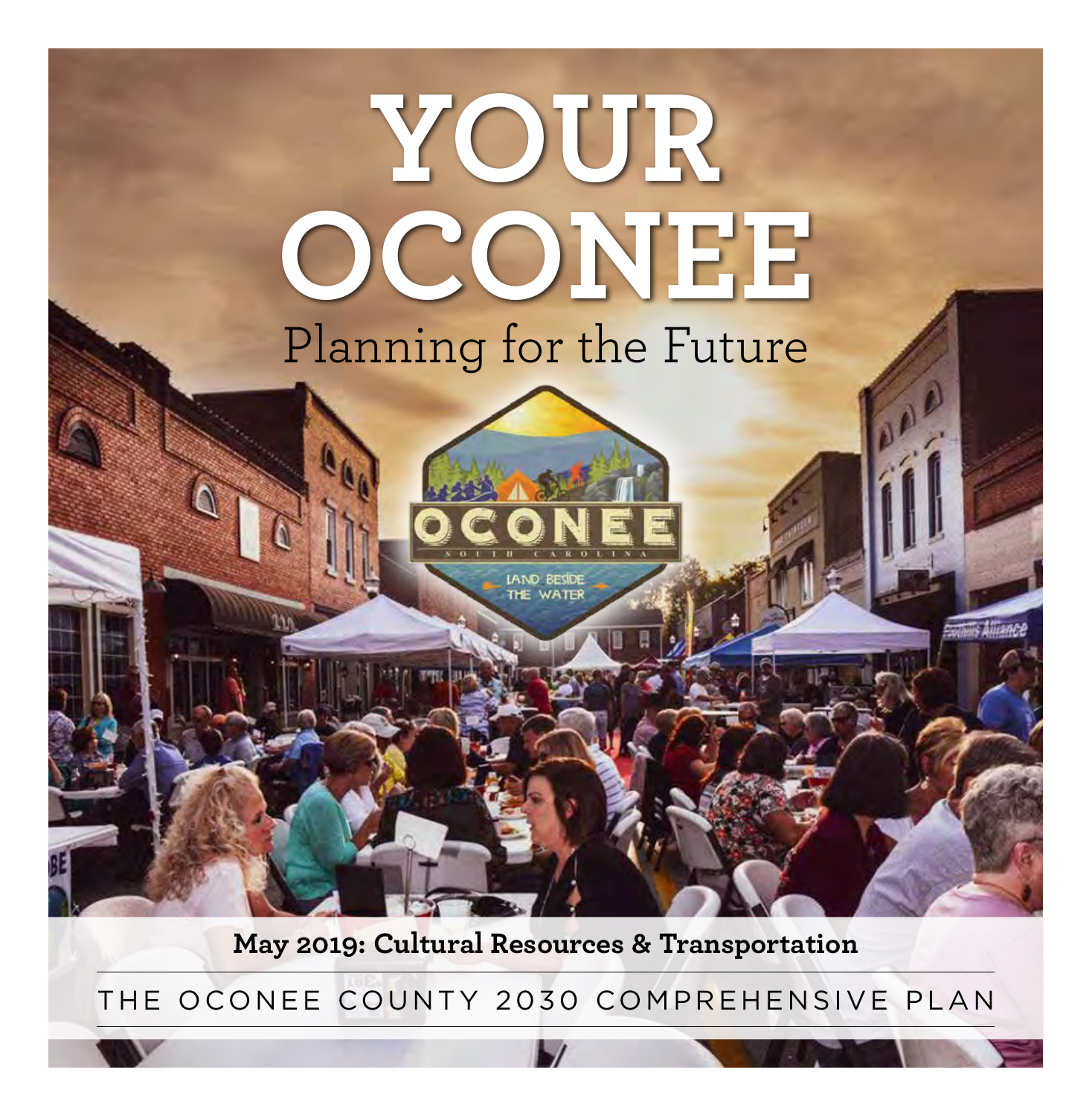# YOUR OCONEE

## Planning for the Future

**May 2019: Cultural Resources & Transportation**

THE OCONEE COUNTY 2030 COMPREHENSIVE PLAN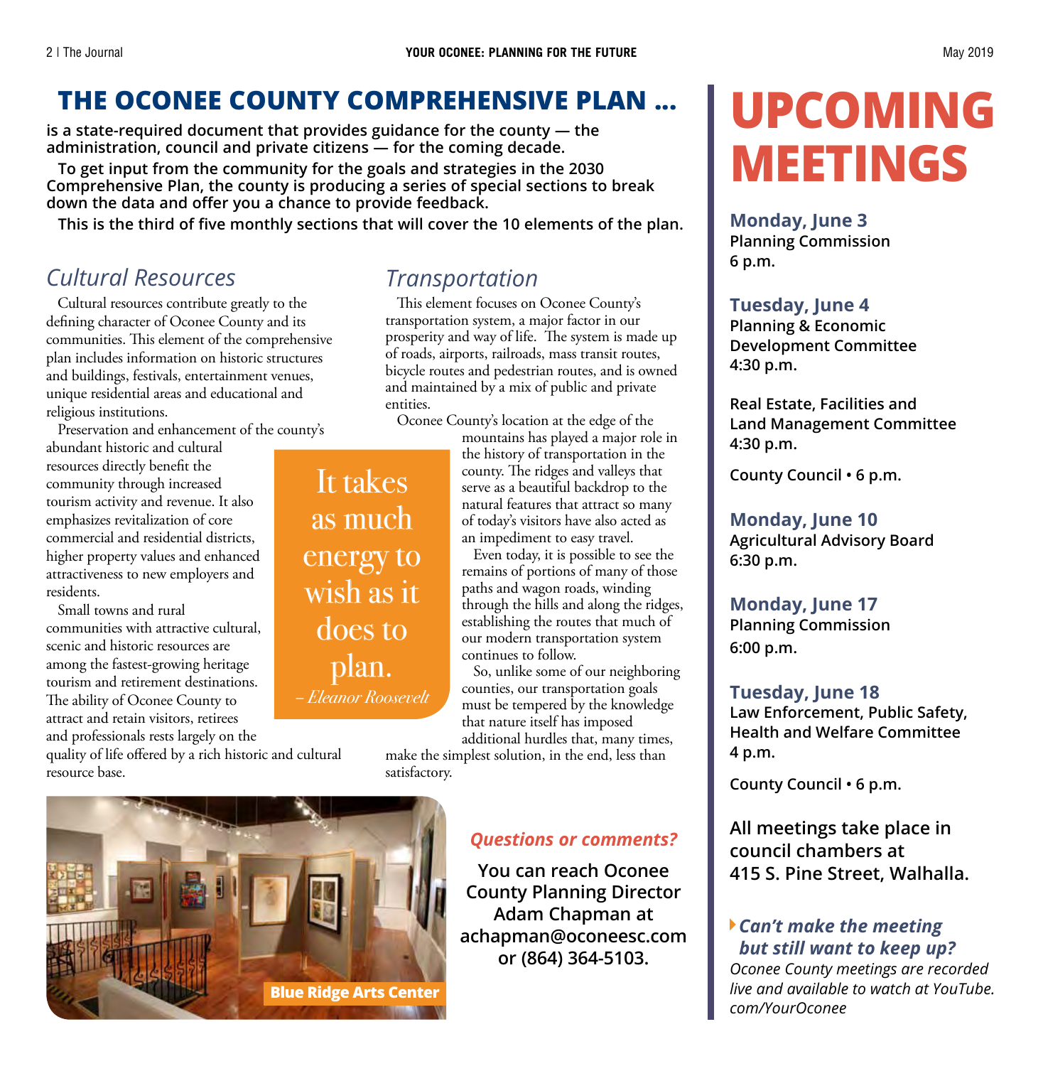# THE OCONEE COUNTY COMPREHENSIVE PLAN …

**is a state-required document that provides guidance for the county — the administration, council and private citizens — for the coming decade.**

**To get input from the community for the goals and strategies in the 2030 Comprehensive Plan, the county is producing a series of special sections to break down the data and offer you a chance to provide feedback.**

**This is the third of five monthly sections that will cover the 10 elements of the plan.**

## *Cultural Resources*

Cultural resources contribute greatly to the defining character of Oconee County and its communities. This element of the comprehensive plan includes information on historic structures and buildings, festivals, entertainment venues, unique residential areas and educational and religious institutions.

Preservation and enhancement of the county's abundant historic and cultural resources directly benefit the community through increased tourism activity and revenue. It also emphasizes revitalization of core commercial and residential districts, higher property values and enhanced attractiveness to new employers and residents.

Small towns and rural communities with attractive cultural, scenic and historic resources are among the fastest-growing heritage tourism and retirement destinations. The ability of Oconee County to attract and retain visitors, retirees and professionals rests largely on the quality of life offered by a rich historic and cultural resource base.

> It takes as much energy to wish as it does to plan.
> *– Eleanor Roosevelt*

## *Transportation*

This element focuses on Oconee County's transportation system, a major factor in our prosperity and way of life. The system is made up of roads, airports, railroads, mass transit routes, bicycle routes and pedestrian routes, and is owned and maintained by a mix of public and private entities.

Oconee County's location at the edge of the mountains has played a major role in the history of transportation in the county. The ridges and valleys that serve as a beautiful backdrop to the natural features that attract so many of today's visitors have also acted as an impediment to easy travel.

Even today, it is possible to see the remains of portions of many of those paths and wagon roads, winding through the hills and along the ridges, establishing the routes that much of our modern transportation system continues to follow.

So, unlike some of our neighboring counties, our transportation goals must be tempered by the knowledge that nature itself has imposed additional hurdles that, many times, make the simplest solution, in the end, less than satisfactory.

**Blue Ridge Arts Center**

***Questions or comments?***

**You can reach Oconee County Planning Director Adam Chapman at achapman@oconeesc.com or (864) 364-5103.**

# UPCOMING MEETINGS

**Monday, June 3**
**Planning Commission**
**6 p.m.**

**Tuesday, June 4**
**Planning & Economic Development Committee**
**4:30 p.m.**

**Real Estate, Facilities and Land Management Committee**
**4:30 p.m.**

**County Council • 6 p.m.**

**Monday, June 10**
**Agricultural Advisory Board**
**6:30 p.m.**

**Monday, June 17**
**Planning Commission**
**6:00 p.m.**

**Tuesday, June 18**
**Law Enforcement, Public Safety, Health and Welfare Committee**
**4 p.m.**

**County Council • 6 p.m.**

**All meetings take place in council chambers at 415 S. Pine Street, Walhalla.**

***Can't make the meeting but still want to keep up?***

*Oconee County meetings are recorded live and available to watch at YouTube.com/YourOconee*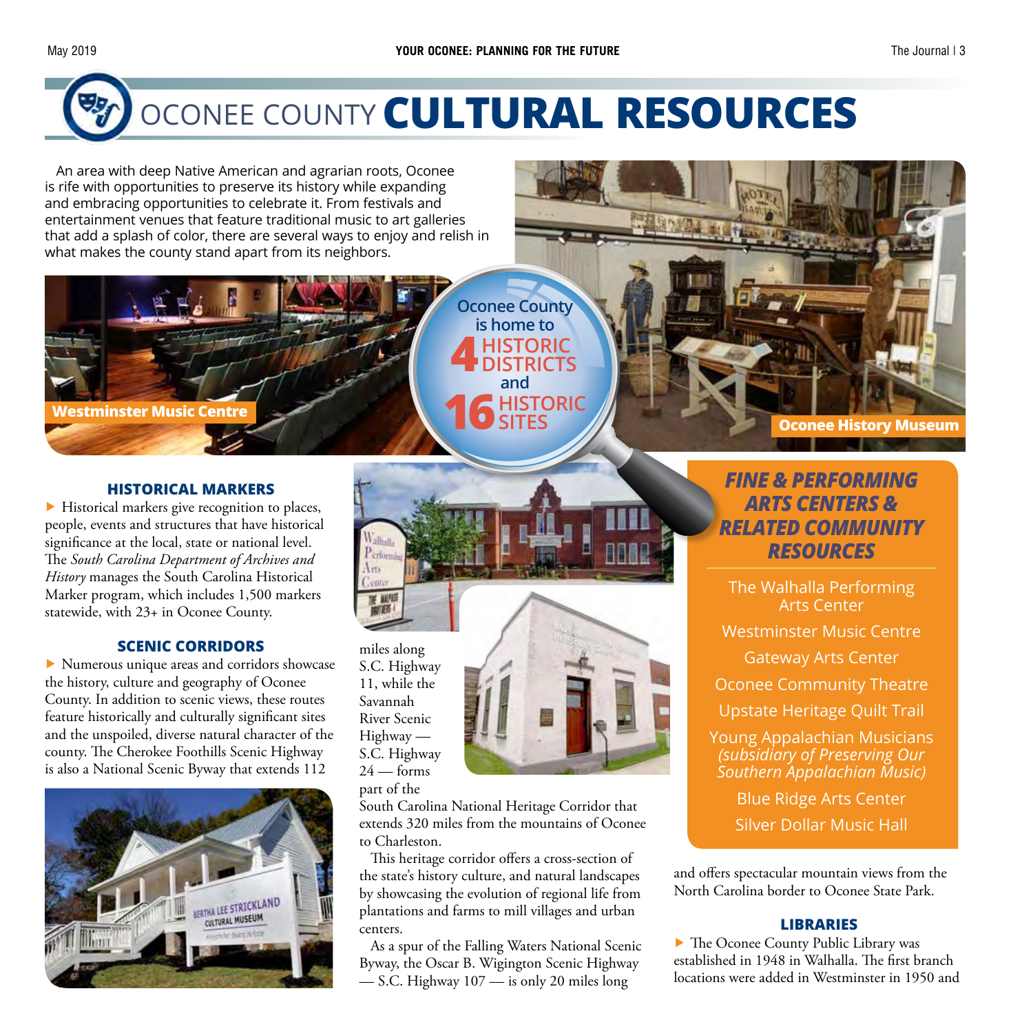# OCONEE COUNTY CULTURAL RESOURCES

An area with deep Native American and agrarian roots, Oconee is rife with opportunities to preserve its history while expanding and embracing opportunities to celebrate it. From festivals and entertainment venues that feature traditional music to art galleries that add a splash of color, there are several ways to enjoy and relish in what makes the county stand apart from its neighbors.

Westminster Music Centre

Oconee County is home to **4** HISTORIC DISTRICTS and **16** HISTORIC SITES

Oconee History Museum

### HISTORICAL MARKERS

▶ Historical markers give recognition to places, people, events and structures that have historical significance at the local, state or national level. The *South Carolina Department of Archives and History* manages the South Carolina Historical Marker program, which includes 1,500 markers statewide, with 23+ in Oconee County.

### SCENIC CORRIDORS

▶ Numerous unique areas and corridors showcase the history, culture and geography of Oconee County. In addition to scenic views, these routes feature historically and culturally significant sites and the unspoiled, diverse natural character of the county. The Cherokee Foothills Scenic Highway is also a National Scenic Byway that extends 112 miles along S.C. Highway 11, while the Savannah River Scenic Highway — S.C. Highway 24 — forms part of the South Carolina National Heritage Corridor that extends 320 miles from the mountains of Oconee to Charleston.

This heritage corridor offers a cross-section of the state's history culture, and natural landscapes by showcasing the evolution of regional life from plantations and farms to mill villages and urban centers.

As a spur of the Falling Waters National Scenic Byway, the Oscar B. Wigington Scenic Highway — S.C. Highway 107 — is only 20 miles long and offers spectacular mountain views from the North Carolina border to Oconee State Park.

## FINE & PERFORMING ARTS CENTERS & RELATED COMMUNITY RESOURCES

- The Walhalla Performing Arts Center
- Westminster Music Centre
- Gateway Arts Center
- Oconee Community Theatre
- Upstate Heritage Quilt Trail
- Young Appalachian Musicians *(subsidiary of Preserving Our Southern Appalachian Music)*
- Blue Ridge Arts Center
- Silver Dollar Music Hall

### LIBRARIES

▶ The Oconee County Public Library was established in 1948 in Walhalla. The first branch locations were added in Westminster in 1950 and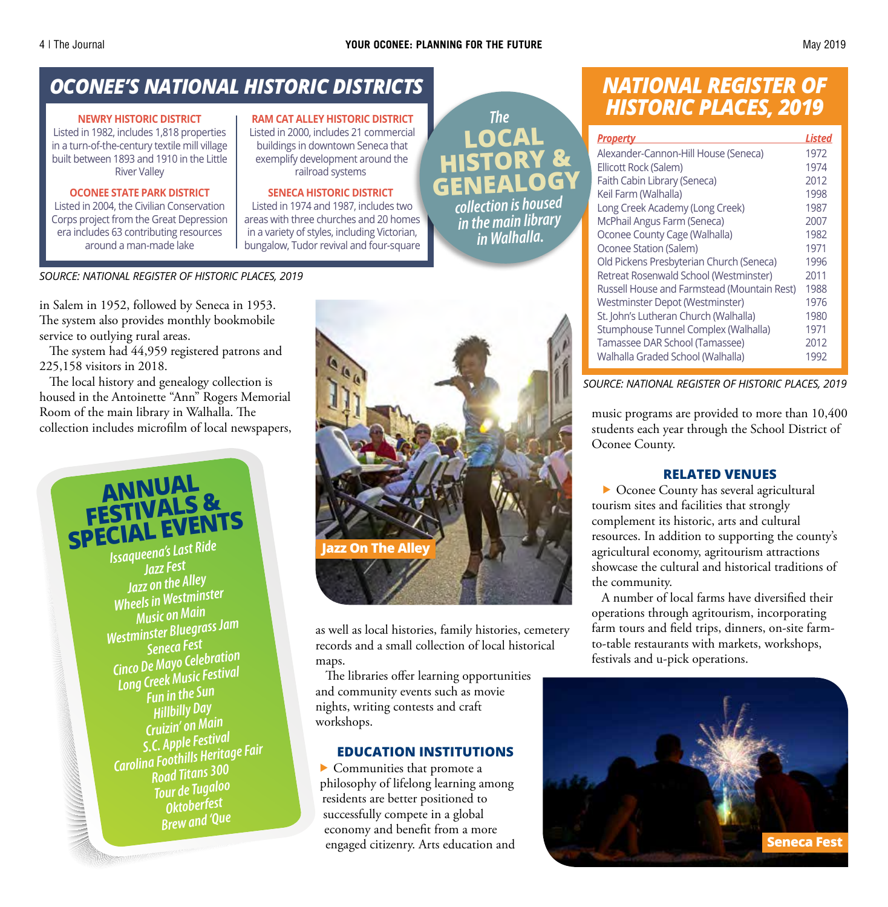## OCONEE'S NATIONAL HISTORIC DISTRICTS

**NEWRY HISTORIC DISTRICT**
Listed in 1982, includes 1,818 properties in a turn-of-the-century textile mill village built between 1893 and 1910 in the Little River Valley

**OCONEE STATE PARK DISTRICT**
Listed in 2004, the Civilian Conservation Corps project from the Great Depression era includes 63 contributing resources around a man-made lake

**RAM CAT ALLEY HISTORIC DISTRICT**
Listed in 2000, includes 21 commercial buildings in downtown Seneca that exemplify development around the railroad systems

**SENECA HISTORIC DISTRICT**
Listed in 1974 and 1987, includes two areas with three churches and 20 homes in a variety of styles, including Victorian, bungalow, Tudor revival and four-square

*SOURCE: NATIONAL REGISTER OF HISTORIC PLACES, 2019*

*The* **LOCAL HISTORY & GENEALOGY** *collection is housed in the main library in Walhalla.*

in Salem in 1952, followed by Seneca in 1953. The system also provides monthly bookmobile service to outlying rural areas.

The system had 44,959 registered patrons and 225,158 visitors in 2018.

The local history and genealogy collection is housed in the Antoinette "Ann" Rogers Memorial Room of the main library in Walhalla. The collection includes microfilm of local newspapers, as well as local histories, family histories, cemetery records and a small collection of local historical maps.

The libraries offer learning opportunities and community events such as movie nights, writing contests and craft workshops.

## ANNUAL FESTIVALS & SPECIAL EVENTS

*Issaqueena's Last Ride*
*Jazz Fest*
*Jazz on the Alley*
*Wheels in Westminster*
*Music on Main*
*Westminster Bluegrass Jam*
*Seneca Fest*
*Cinco De Mayo Celebration*
*Long Creek Music Festival*
*Fun in the Sun*
*Hillbilly Day*
*Cruizin' on Main*
*S.C. Apple Festival*
*Carolina Foothills Heritage Fair*
*Road Titans 300*
*Tour de Tugaloo*
*Oktoberfest*
*Brew and 'Que*

Jazz On The Alley

### EDUCATION INSTITUTIONS

▶ Communities that promote a philosophy of lifelong learning among residents are better positioned to successfully compete in a global economy and benefit from a more engaged citizenry. Arts education and music programs are provided to more than 10,400 students each year through the School District of Oconee County.

## NATIONAL REGISTER OF HISTORIC PLACES, 2019

| Property | Listed |
|---|---|
| Alexander-Cannon-Hill House (Seneca) | 1972 |
| Ellicott Rock (Salem) | 1974 |
| Faith Cabin Library (Seneca) | 2012 |
| Keil Farm (Walhalla) | 1998 |
| Long Creek Academy (Long Creek) | 1987 |
| McPhail Angus Farm (Seneca) | 2007 |
| Oconee County Cage (Walhalla) | 1982 |
| Oconee Station (Salem) | 1971 |
| Old Pickens Presbyterian Church (Seneca) | 1996 |
| Retreat Rosenwald School (Westminster) | 2011 |
| Russell House and Farmstead (Mountain Rest) | 1988 |
| Westminster Depot (Westminster) | 1976 |
| St. John's Lutheran Church (Walhalla) | 1980 |
| Stumphouse Tunnel Complex (Walhalla) | 1971 |
| Tamassee DAR School (Tamassee) | 2012 |
| Walhalla Graded School (Walhalla) | 1992 |

*SOURCE: NATIONAL REGISTER OF HISTORIC PLACES, 2019*

### RELATED VENUES

▶ Oconee County has several agricultural tourism sites and facilities that strongly complement its historic, arts and cultural resources. In addition to supporting the county's agricultural economy, agritourism attractions showcase the cultural and historical traditions of the community.

A number of local farms have diversified their operations through agritourism, incorporating farm tours and field trips, dinners, on-site farm-to-table restaurants with markets, workshops, festivals and u-pick operations.

Seneca Fest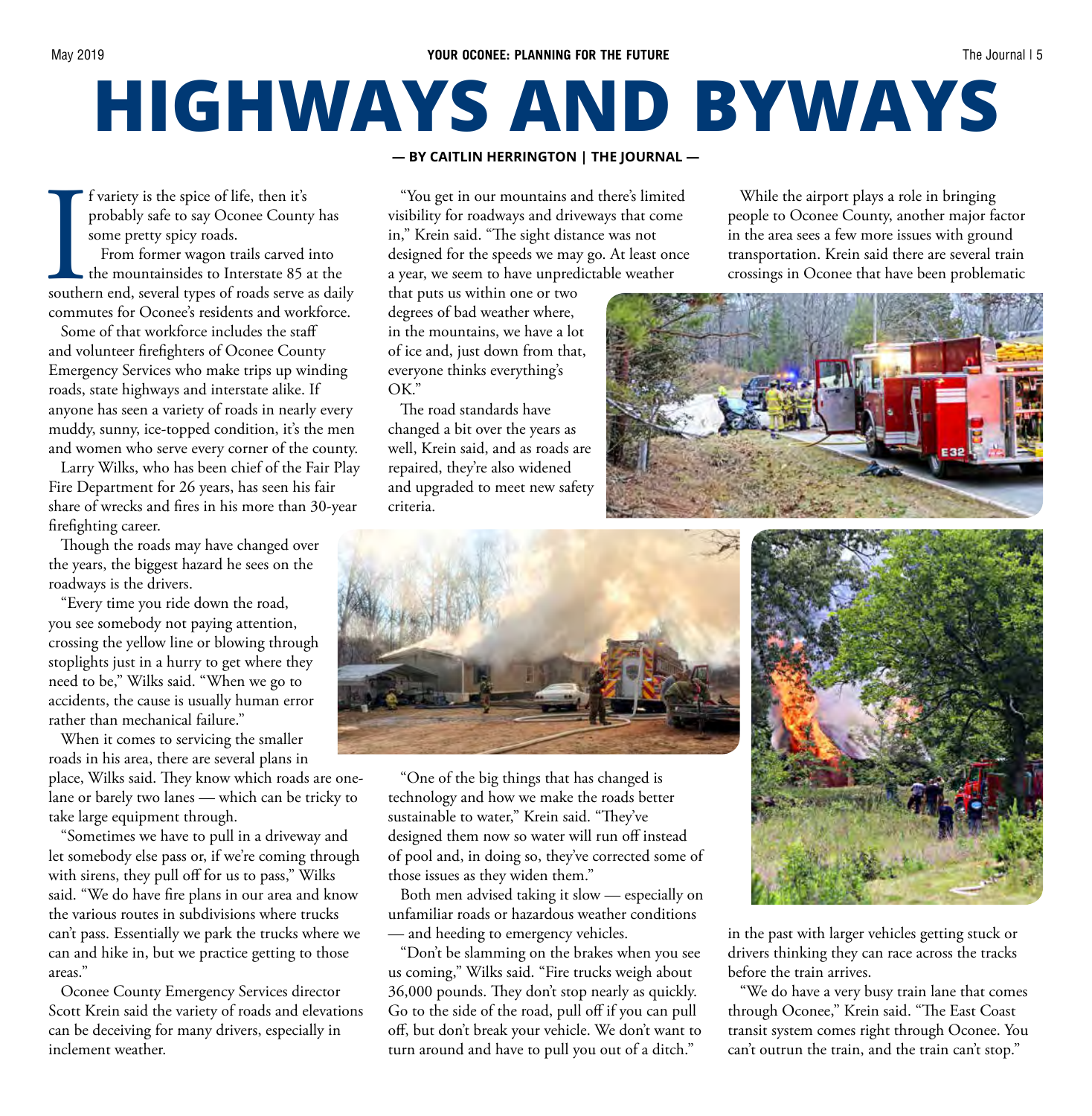# HIGHWAYS AND BYWAYS

**— BY CAITLIN HERRINGTON | THE JOURNAL —**

If variety is the spice of life, then it's probably safe to say Oconee County has some pretty spicy roads.

From former wagon trails carved into the mountainsides to Interstate 85 at the southern end, several types of roads serve as daily commutes for Oconee's residents and workforce.

Some of that workforce includes the staff and volunteer firefighters of Oconee County Emergency Services who make trips up winding roads, state highways and interstate alike. If anyone has seen a variety of roads in nearly every muddy, sunny, ice-topped condition, it's the men and women who serve every corner of the county.

Larry Wilks, who has been chief of the Fair Play Fire Department for 26 years, has seen his fair share of wrecks and fires in his more than 30-year firefighting career.

Though the roads may have changed over the years, the biggest hazard he sees on the roadways is the drivers.

"Every time you ride down the road, you see somebody not paying attention, crossing the yellow line or blowing through stoplights just in a hurry to get where they need to be," Wilks said. "When we go to accidents, the cause is usually human error rather than mechanical failure."

When it comes to servicing the smaller roads in his area, there are several plans in place, Wilks said. They know which roads are one-lane or barely two lanes — which can be tricky to take large equipment through.

"Sometimes we have to pull in a driveway and let somebody else pass or, if we're coming through with sirens, they pull off for us to pass," Wilks said. "We do have fire plans in our area and know the various routes in subdivisions where trucks can't pass. Essentially we park the trucks where we can and hike in, but we practice getting to those areas."

Oconee County Emergency Services director Scott Krein said the variety of roads and elevations can be deceiving for many drivers, especially in inclement weather.

"You get in our mountains and there's limited visibility for roadways and driveways that come in," Krein said. "The sight distance was not designed for the speeds we may go. At least once a year, we seem to have unpredictable weather that puts us within one or two degrees of bad weather where, in the mountains, we have a lot of ice and, just down from that, everyone thinks everything's OK."

The road standards have changed a bit over the years as well, Krein said, and as roads are repaired, they're also widened and upgraded to meet new safety criteria.

"One of the big things that has changed is technology and how we make the roads better sustainable to water," Krein said. "They've designed them now so water will run off instead of pool and, in doing so, they've corrected some of those issues as they widen them."

Both men advised taking it slow — especially on unfamiliar roads or hazardous weather conditions — and heeding to emergency vehicles.

"Don't be slamming on the brakes when you see us coming," Wilks said. "Fire trucks weigh about 36,000 pounds. They don't stop nearly as quickly. Go to the side of the road, pull off if you can pull off, but don't break your vehicle. We don't want to turn around and have to pull you out of a ditch."

While the airport plays a role in bringing people to Oconee County, another major factor in the area sees a few more issues with ground transportation. Krein said there are several train crossings in Oconee that have been problematic in the past with larger vehicles getting stuck or drivers thinking they can race across the tracks before the train arrives.

"We do have a very busy train lane that comes through Oconee," Krein said. "The East Coast transit system comes right through Oconee. You can't outrun the train, and the train can't stop."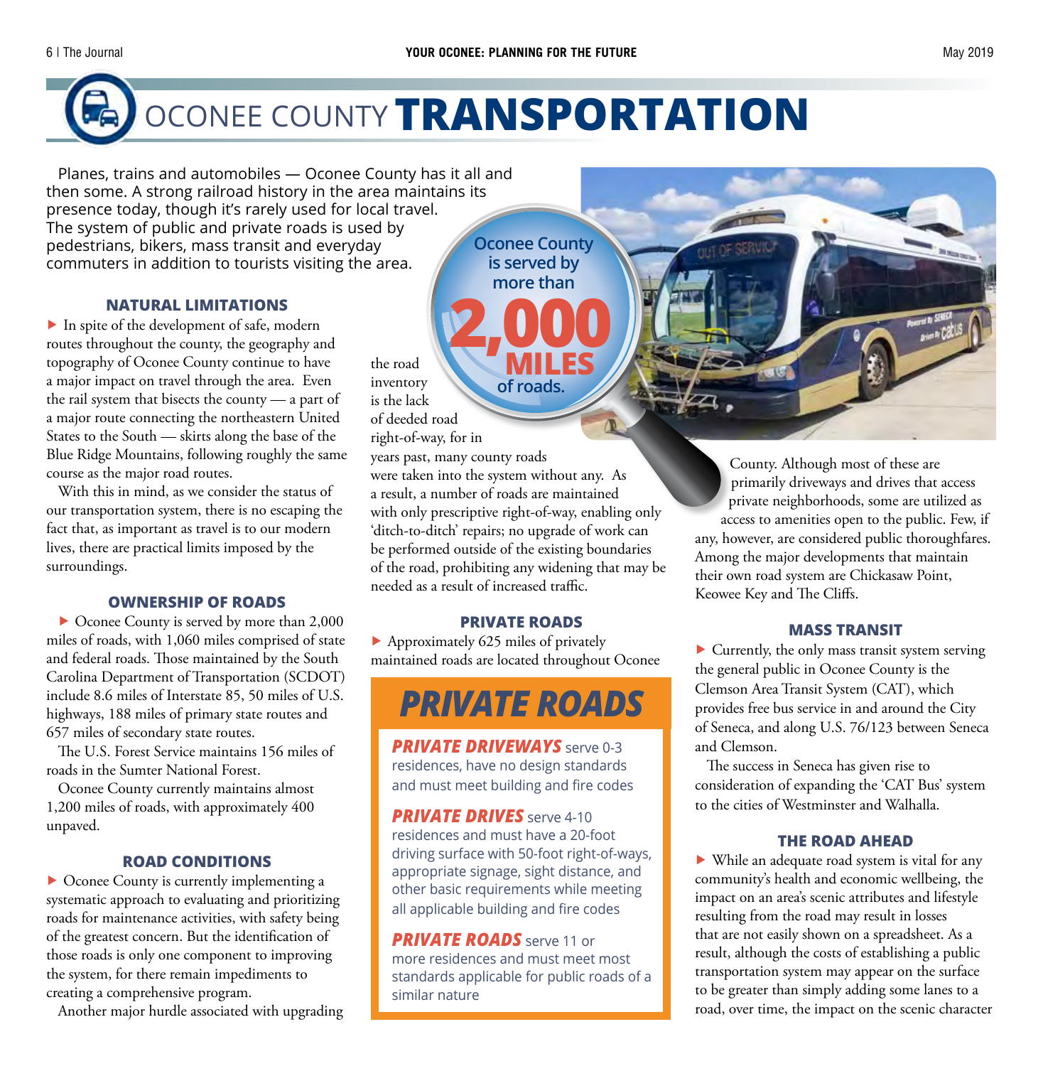# OCONEE COUNTY **TRANSPORTATION**

Planes, trains and automobiles — Oconee County has it all and then some. A strong railroad history in the area maintains its presence today, though it's rarely used for local travel. The system of public and private roads is used by pedestrians, bikers, mass transit and everyday commuters in addition to tourists visiting the area.

Oconee County is served by more than **2,000 MILES** of roads.

### NATURAL LIMITATIONS

In spite of the development of safe, modern routes throughout the county, the geography and topography of Oconee County continue to have a major impact on travel through the area. Even the rail system that bisects the county — a part of a major route connecting the northeastern United States to the South — skirts along the base of the Blue Ridge Mountains, following roughly the same course as the major road routes.

With this in mind, as we consider the status of our transportation system, there is no escaping the fact that, as important as travel is to our modern lives, there are practical limits imposed by the surroundings.

### OWNERSHIP OF ROADS

Oconee County is served by more than 2,000 miles of roads, with 1,060 miles comprised of state and federal roads. Those maintained by the South Carolina Department of Transportation (SCDOT) include 8.6 miles of Interstate 85, 50 miles of U.S. highways, 188 miles of primary state routes and 657 miles of secondary state routes.

The U.S. Forest Service maintains 156 miles of roads in the Sumter National Forest.

Oconee County currently maintains almost 1,200 miles of roads, with approximately 400 unpaved.

### ROAD CONDITIONS

Oconee County is currently implementing a systematic approach to evaluating and prioritizing roads for maintenance activities, with safety being of the greatest concern. But the identification of those roads is only one component to improving the system, for there remain impediments to creating a comprehensive program.

Another major hurdle associated with upgrading the road inventory is the lack of deeded road right-of-way, for in years past, many county roads were taken into the system without any. As a result, a number of roads are maintained with only prescriptive right-of-way, enabling only 'ditch-to-ditch' repairs; no upgrade of work can be performed outside of the existing boundaries of the road, prohibiting any widening that may be needed as a result of increased traffic.

### PRIVATE ROADS

Approximately 625 miles of privately maintained roads are located throughout Oconee County. Although most of these are primarily driveways and drives that access private neighborhoods, some are utilized as access to amenities open to the public. Few, if any, however, are considered public thoroughfares. Among the major developments that maintain their own road system are Chickasaw Point, Keowee Key and The Cliffs.

## PRIVATE ROADS

***PRIVATE DRIVEWAYS*** serve 0-3 residences, have no design standards and must meet building and fire codes

***PRIVATE DRIVES*** serve 4-10 residences and must have a 20-foot driving surface with 50-foot right-of-ways, appropriate signage, sight distance, and other basic requirements while meeting all applicable building and fire codes

***PRIVATE ROADS*** serve 11 or more residences and must meet most standards applicable for public roads of a similar nature

### MASS TRANSIT

Currently, the only mass transit system serving the general public in Oconee County is the Clemson Area Transit System (CAT), which provides free bus service in and around the City of Seneca, and along U.S. 76/123 between Seneca and Clemson.

The success in Seneca has given rise to consideration of expanding the 'CAT Bus' system to the cities of Westminster and Walhalla.

### THE ROAD AHEAD

While an adequate road system is vital for any community's health and economic wellbeing, the impact on an area's scenic attributes and lifestyle resulting from the road may result in losses that are not easily shown on a spreadsheet. As a result, although the costs of establishing a public transportation system may appear on the surface to be greater than simply adding some lanes to a road, over time, the impact on the scenic character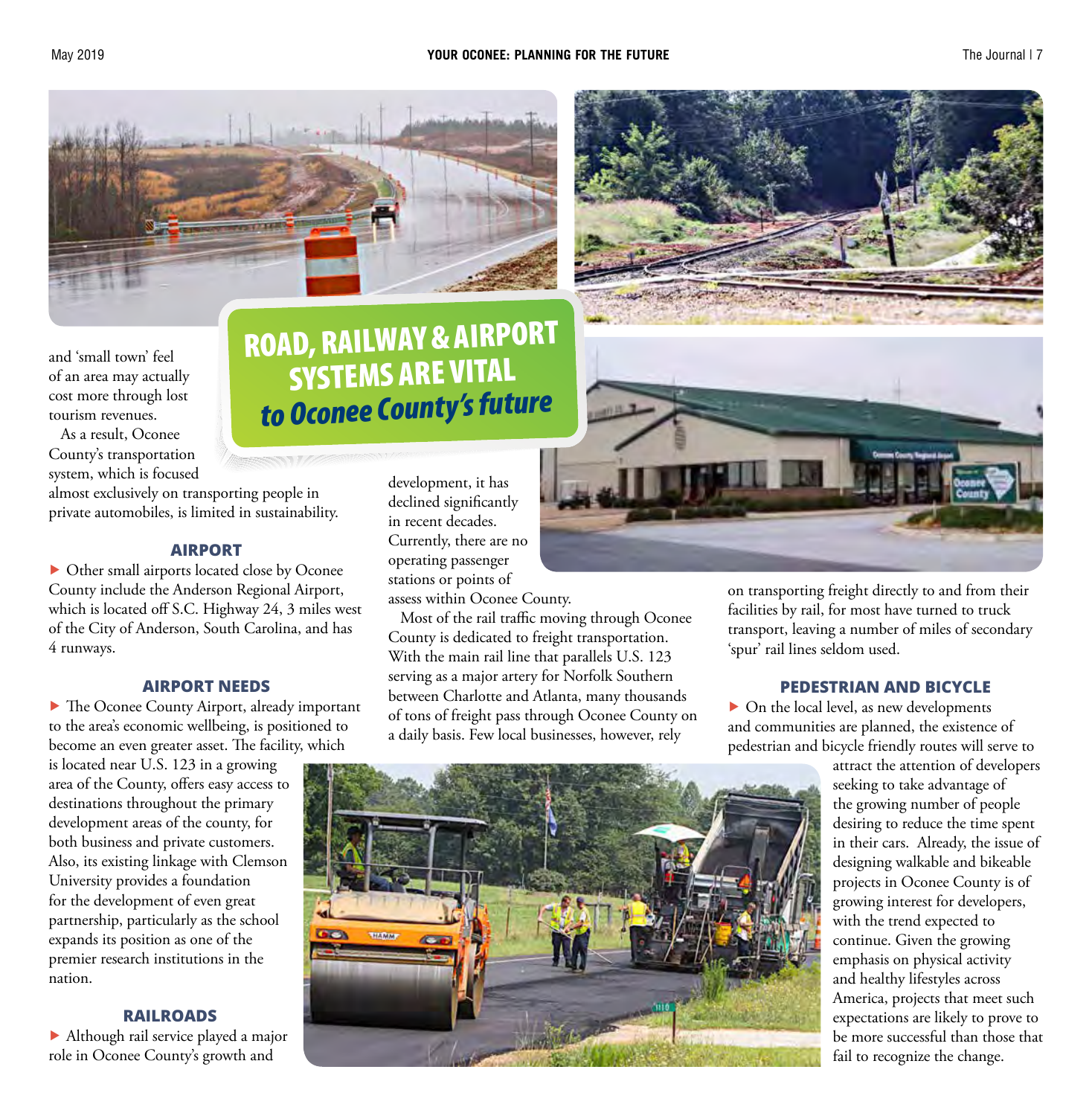# ROAD, RAILWAY & AIRPORT SYSTEMS ARE VITAL *to Oconee County's future*

and 'small town' feel of an area may actually cost more through lost tourism revenues.

As a result, Oconee County's transportation system, which is focused almost exclusively on transporting people in private automobiles, is limited in sustainability.

### AIRPORT

▶ Other small airports located close by Oconee County include the Anderson Regional Airport, which is located off S.C. Highway 24, 3 miles west of the City of Anderson, South Carolina, and has 4 runways.

### AIRPORT NEEDS

▶ The Oconee County Airport, already important to the area's economic wellbeing, is positioned to become an even greater asset. The facility, which is located near U.S. 123 in a growing area of the County, offers easy access to destinations throughout the primary development areas of the county, for both business and private customers. Also, its existing linkage with Clemson University provides a foundation for the development of even great partnership, particularly as the school expands its position as one of the premier research institutions in the nation.

### RAILROADS

▶ Although rail service played a major role in Oconee County's growth and development, it has declined significantly in recent decades. Currently, there are no operating passenger stations or points of assess within Oconee County.

Most of the rail traffic moving through Oconee County is dedicated to freight transportation. With the main rail line that parallels U.S. 123 serving as a major artery for Norfolk Southern between Charlotte and Atlanta, many thousands of tons of freight pass through Oconee County on a daily basis. Few local businesses, however, rely on transporting freight directly to and from their facilities by rail, for most have turned to truck transport, leaving a number of miles of secondary 'spur' rail lines seldom used.

### PEDESTRIAN AND BICYCLE

▶ On the local level, as new developments and communities are planned, the existence of pedestrian and bicycle friendly routes will serve to attract the attention of developers seeking to take advantage of the growing number of people desiring to reduce the time spent in their cars. Already, the issue of designing walkable and bikeable projects in Oconee County is of growing interest for developers, with the trend expected to continue. Given the growing emphasis on physical activity and healthy lifestyles across America, projects that meet such expectations are likely to prove to be more successful than those that fail to recognize the change.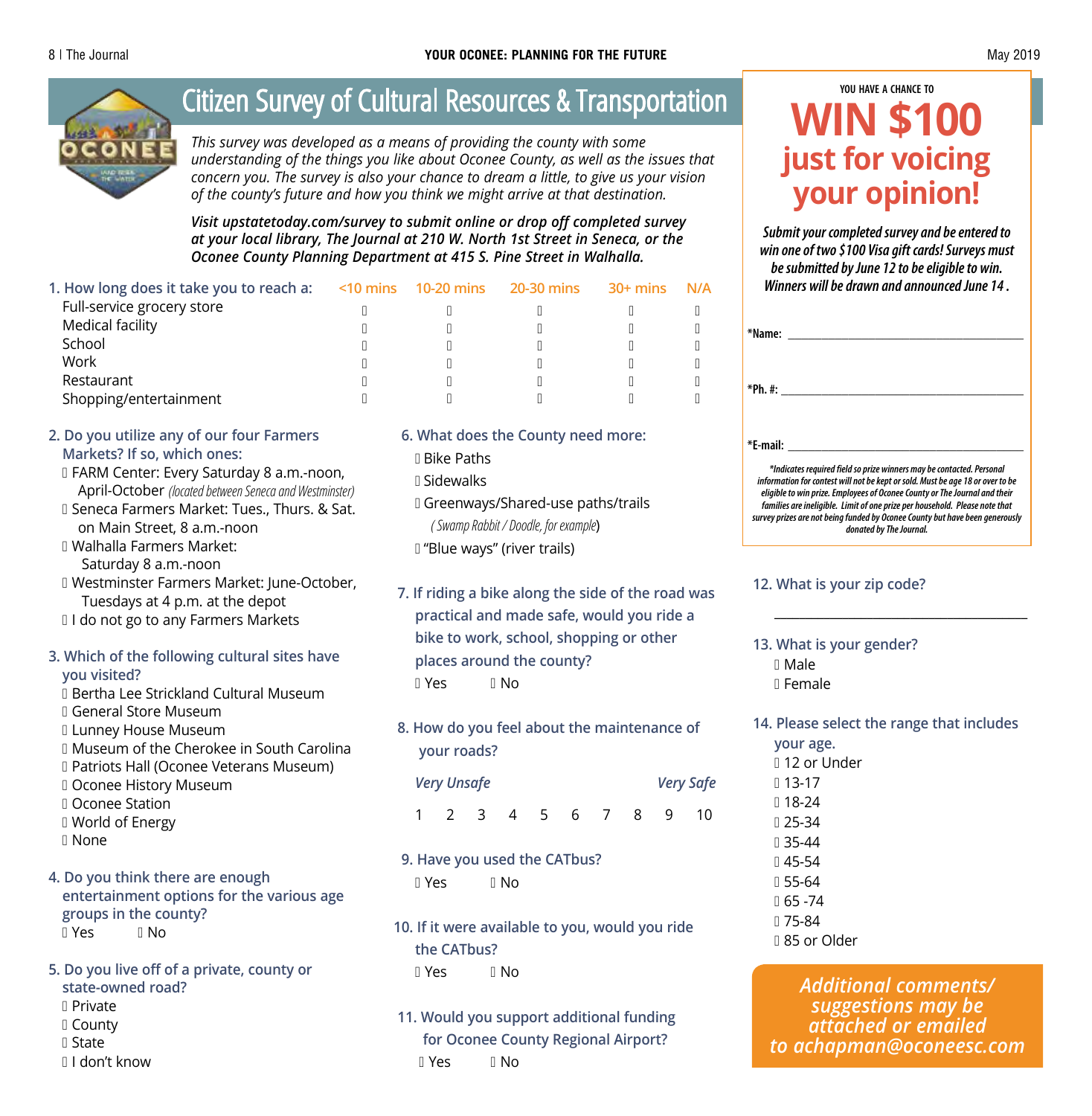# Citizen Survey of Cultural Resources & Transportation

*This survey was developed as a means of providing the county with some understanding of the things you like about Oconee County, as well as the issues that concern you. The survey is also your chance to dream a little, to give us your vision of the county's future and how you think we might arrive at that destination.*

***Visit upstatetoday.com/survey to submit online or drop off completed survey at your local library, The Journal at 210 W. North 1st Street in Seneca, or the Oconee County Planning Department at 415 S. Pine Street in Walhalla.***

**1. How long does it take you to reach a:**

| | <10 mins | 10-20 mins | 20-30 mins | 30+ mins | N/A |
|---|---|---|---|---|---|
| Full-service grocery store | ☐ | ☐ | ☐ | ☐ | ☐ |
| Medical facility | ☐ | ☐ | ☐ | ☐ | ☐ |
| School | ☐ | ☐ | ☐ | ☐ | ☐ |
| Work | ☐ | ☐ | ☐ | ☐ | ☐ |
| Restaurant | ☐ | ☐ | ☐ | ☐ | ☐ |
| Shopping/entertainment | ☐ | ☐ | ☐ | ☐ | ☐ |

**2. Do you utilize any of our four Farmers Markets? If so, which ones:**

- ☐ FARM Center: Every Saturday 8 a.m.-noon, April-October *(located between Seneca and Westminster)*
- ☐ Seneca Farmers Market: Tues., Thurs. & Sat. on Main Street, 8 a.m.-noon
- ☐ Walhalla Farmers Market: Saturday 8 a.m.-noon
- ☐ Westminster Farmers Market: June-October, Tuesdays at 4 p.m. at the depot
- ☐ I do not go to any Farmers Markets

**3. Which of the following cultural sites have you visited?**

- ☐ Bertha Lee Strickland Cultural Museum
- ☐ General Store Museum
- ☐ Lunney House Museum
- ☐ Museum of the Cherokee in South Carolina
- ☐ Patriots Hall (Oconee Veterans Museum)
- ☐ Oconee History Museum
- ☐ Oconee Station
- ☐ World of Energy
- ☐ None

**4. Do you think there are enough entertainment options for the various age groups in the county?**

☐ Yes ☐ No

**5. Do you live off of a private, county or state-owned road?**

- ☐ Private
- ☐ County
- ☐ State
- ☐ I don't know

**6. What does the County need more:**

- ☐ Bike Paths
- ☐ Sidewalks
- ☐ Greenways/Shared-use paths/trails *( Swamp Rabbit / Doodle, for example)*
- ☐ "Blue ways" (river trails)

**7. If riding a bike along the side of the road was practical and made safe, would you ride a bike to work, school, shopping or other places around the county?**

☐ Yes ☐ No

**8. How do you feel about the maintenance of your roads?**

*Very Unsafe* — *Very Safe*

1 2 3 4 5 6 7 8 9 10

**9. Have you used the CATbus?**

☐ Yes ☐ No

**10. If it were available to you, would you ride the CATbus?**

☐ Yes ☐ No

**11. Would you support additional funding for Oconee County Regional Airport?**

☐ Yes ☐ No

YOU HAVE A CHANCE TO

## WIN $100 just for voicing your opinion!

***Submit your completed survey and be entered to win one of two $100 Visa gift cards! Surveys must be submitted by June 12 to be eligible to win. Winners will be drawn and announced June 14 .***

**\*Name:** ______________________

**\*Ph. #:** ______________________

**\*E-mail:** ______________________

***\*Indicates required field so prize winners may be contacted. Personal information for contest will not be kept or sold. Must be age 18 or over to be eligible to win prize. Employees of Oconee County or The Journal and their families are ineligible. Limit of one prize per household. Please note that survey prizes are not being funded by Oconee County but have been generously donated by The Journal.***

**12. What is your zip code?**

______________________

**13. What is your gender?**

- ☐ Male
- ☐ Female

**14. Please select the range that includes your age.**

- ☐ 12 or Under
- ☐ 13-17
- ☐ 18-24
- ☐ 25-34
- ☐ 35-44
- ☐ 45-54
- ☐ 55-64
- ☐ 65 -74
- ☐ 75-84
- ☐ 85 or Older

***Additional comments/ suggestions may be attached or emailed to achapman@oconeesc.com***